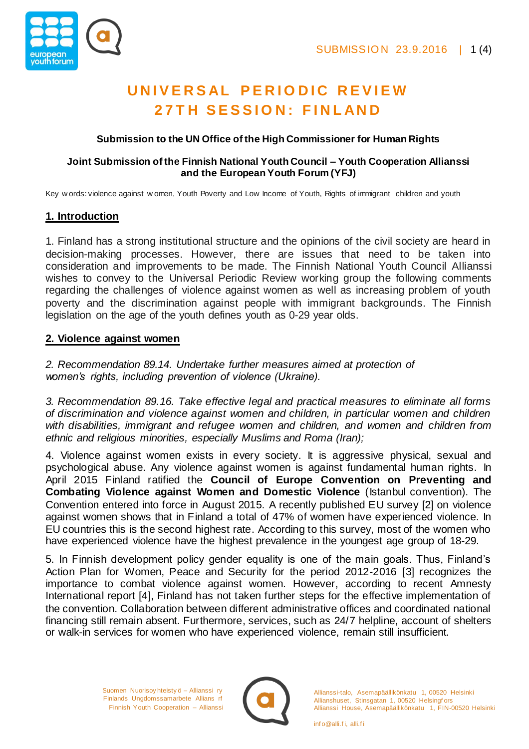# UNIVERSAL PERIODIC REVIEW 27TH SESSION: FINLAND

**Submission to the UN Office of the High Commissioner for Human Rights**

**Joint Submission of the Finnish National Youth Council – Youth Cooperation Allianssi and the European Youth Forum (YFJ)**

Key words: violence against women, Youth Poverty and Low Income of Youth, Rights of immigrant children and youth

## 1. Introduction

1. Finland has a strong institutional structure and the opinions of the civil society are heard in decision-making processes. However, there are issues that need to be taken into consideration and improvements to be made. The Finnish National Youth Council Allianssi wishes to convey to the Universal Periodic Review working group the following comments regarding the challenges of violence against women as well as increasing problem of youth poverty and the discrimination against people with immigrant backgrounds. The Finnish legislation on the age of the youth defines youth as 0-29 year olds.

## 2. Violence against women

*2. Recommendation 89.14. Undertake further measures aimed at protection of women's rights, including prevention of violence (Ukraine).*

*3. Recommendation 89.16. Take effective legal and practical measures to eliminate all forms of discrimination and violence against women and children, in particular women and children with disabilities, immigrant and refugee women and children, and women and children from ethnic and religious minorities, especially Muslims and Roma (Iran);*

4. Violence against women exists in every society. It is aggressive physical, sexual and psychological abuse. Any violence against women is against fundamental human rights. In April 2015 Finland ratified the **Council of Europe Convention on Preventing and Combating Violence against Women and Domestic Violence** (Istanbul convention). The Convention entered into force in August 2015. A recently published EU survey [2] on violence against women shows that in Finland a total of 47% of women have experienced violence. In EU countries this is the second highest rate. According to this survey, most of the women who have experienced violence have the highest prevalence in the youngest age group of 18-29.

5. In Finnish development policy gender equality is one of the main goals. Thus, Finland's Action Plan for Women, Peace and Security for the period 2012-2016 [3] recognizes the importance to combat violence against women. However, according to recent Amnesty International report [4], Finland has not taken further steps for the effective implementation of the convention. Collaboration between different administrative offices and coordinated national financing still remain absent. Furthermore, services, such as 24/7 helpline, account of shelters or walk-in services for women who have experienced violence, remain still insufficient.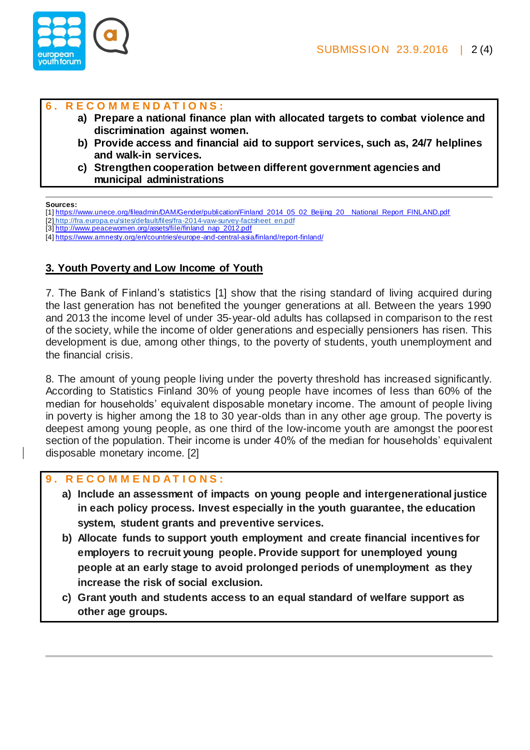**6. RECOMMENDATIONS:**

a) **Prepare a national finance plan with allocated targets to combat violence and discrimination against women.**
b) **Provide access and financial aid to support services, such as, 24/7 helplines and walk-in services.**
c) **Strengthen cooperation between different government agencies and municipal administrations**

---

**Sources:**

[1] https://www.unece.org/fileadmin/DAM/Gender/publication/Finland_2014_05_02_Beijing_20__National_Report_FINLAND.pdf
[2] http://fra.europa.eu/sites/default/files/fra-2014-vaw-survey-factsheet_en.pdf
[3] http://www.peacewomen.org/assets/file/finland_nap_2012.pdf
[4] https://www.amnesty.org/en/countries/europe-and-central-asia/finland/report-finland/

## 3. Youth Poverty and Low Income of Youth

7. The Bank of Finland's statistics [1] show that the rising standard of living acquired during the last generation has not benefited the younger generations at all. Between the years 1990 and 2013 the income level of under 35-year-old adults has collapsed in comparison to the rest of the society, while the income of older generations and especially pensioners has risen. This development is due, among other things, to the poverty of students, youth unemployment and the financial crisis.

8. The amount of young people living under the poverty threshold has increased significantly. According to Statistics Finland 30% of young people have incomes of less than 60% of the median for households' equivalent disposable monetary income. The amount of people living in poverty is higher among the 18 to 30 year-olds than in any other age group. The poverty is deepest among young people, as one third of the low-income youth are amongst the poorest section of the population. Their income is under 40% of the median for households' equivalent disposable monetary income. [2]

**9. RECOMMENDATIONS:**

a) **Include an assessment of impacts on young people and intergenerational justice in each policy process. Invest especially in the youth guarantee, the education system, student grants and preventive services.**
b) **Allocate funds to support youth employment and create financial incentives for employers to recruit young people. Provide support for unemployed young people at an early stage to avoid prolonged periods of unemployment as they increase the risk of social exclusion.**
c) **Grant youth and students access to an equal standard of welfare support as other age groups.**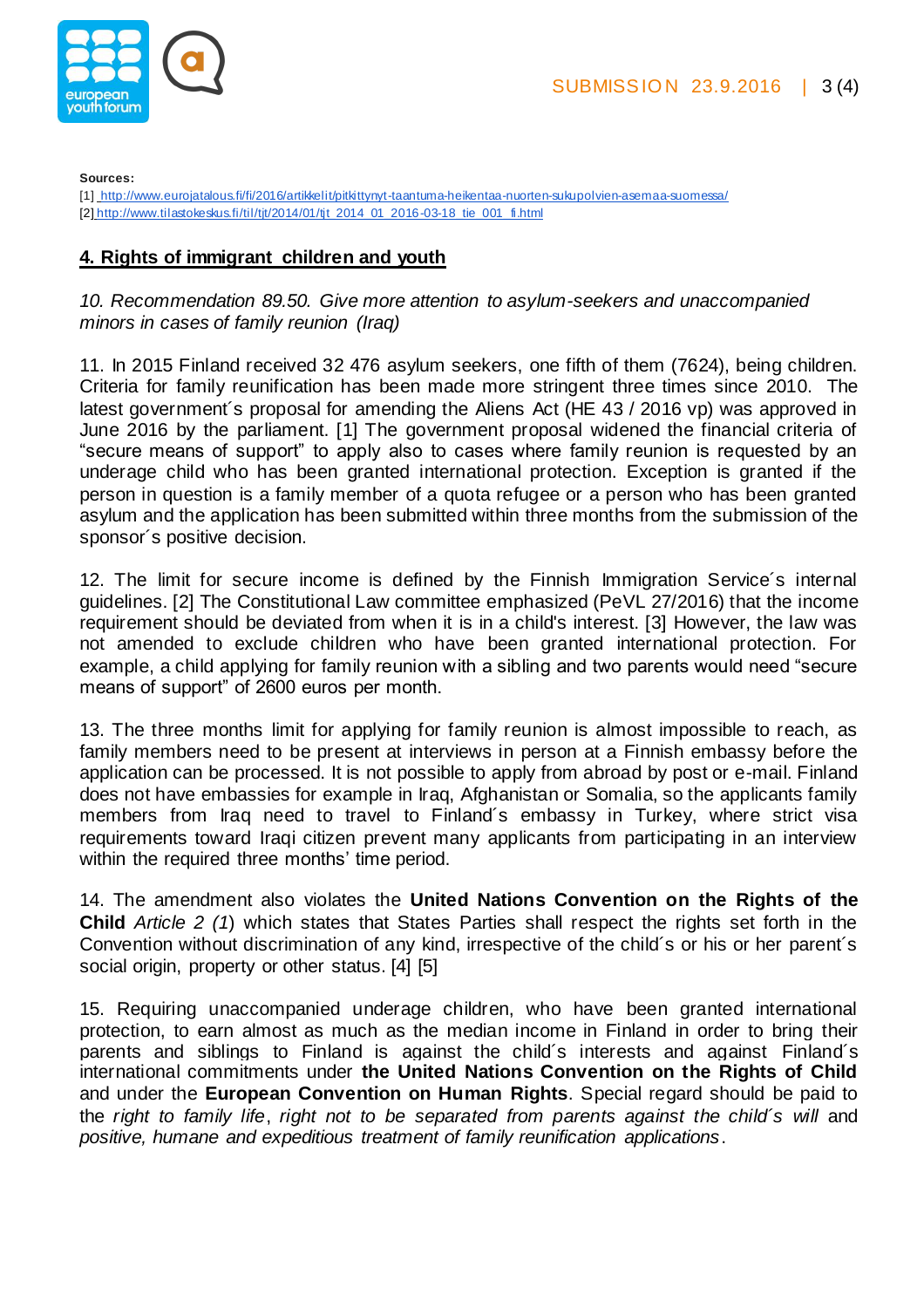**Sources:**

[1] http://www.eurojatalous.fi/fi/2016/artikkelit/pitkittynyt-taantuma-heikentaa-nuorten-sukupolvien-asemaa-suomessa/
[2] http://www.tilastokeskus.fi/til/tjt/2014/01/tjt_2014_01_2016-03-18_tie_001_fi.html

## 4. Rights of immigrant children and youth

*10. Recommendation 89.50. Give more attention to asylum-seekers and unaccompanied minors in cases of family reunion (Iraq)*

11. In 2015 Finland received 32 476 asylum seekers, one fifth of them (7624), being children. Criteria for family reunification has been made more stringent three times since 2010. The latest government´s proposal for amending the Aliens Act (HE 43 / 2016 vp) was approved in June 2016 by the parliament. [1] The government proposal widened the financial criteria of "secure means of support" to apply also to cases where family reunion is requested by an underage child who has been granted international protection. Exception is granted if the person in question is a family member of a quota refugee or a person who has been granted asylum and the application has been submitted within three months from the submission of the sponsor´s positive decision.

12. The limit for secure income is defined by the Finnish Immigration Service´s internal guidelines. [2] The Constitutional Law committee emphasized (PeVL 27/2016) that the income requirement should be deviated from when it is in a child's interest. [3] However, the law was not amended to exclude children who have been granted international protection. For example, a child applying for family reunion with a sibling and two parents would need "secure means of support" of 2600 euros per month.

13. The three months limit for applying for family reunion is almost impossible to reach, as family members need to be present at interviews in person at a Finnish embassy before the application can be processed. It is not possible to apply from abroad by post or e-mail. Finland does not have embassies for example in Iraq, Afghanistan or Somalia, so the applicants family members from Iraq need to travel to Finland´s embassy in Turkey, where strict visa requirements toward Iraqi citizen prevent many applicants from participating in an interview within the required three months' time period.

14. The amendment also violates the **United Nations Convention on the Rights of the Child** *Article 2 (1)* which states that States Parties shall respect the rights set forth in the Convention without discrimination of any kind, irrespective of the child´s or his or her parent´s social origin, property or other status. [4] [5]

15. Requiring unaccompanied underage children, who have been granted international protection, to earn almost as much as the median income in Finland in order to bring their parents and siblings to Finland is against the child´s interests and against Finland´s international commitments under **the United Nations Convention on the Rights of Child** and under the **European Convention on Human Rights**. Special regard should be paid to the *right to family life*, *right not to be separated from parents against the child´s will* and *positive, humane and expeditious treatment of family reunification applications*.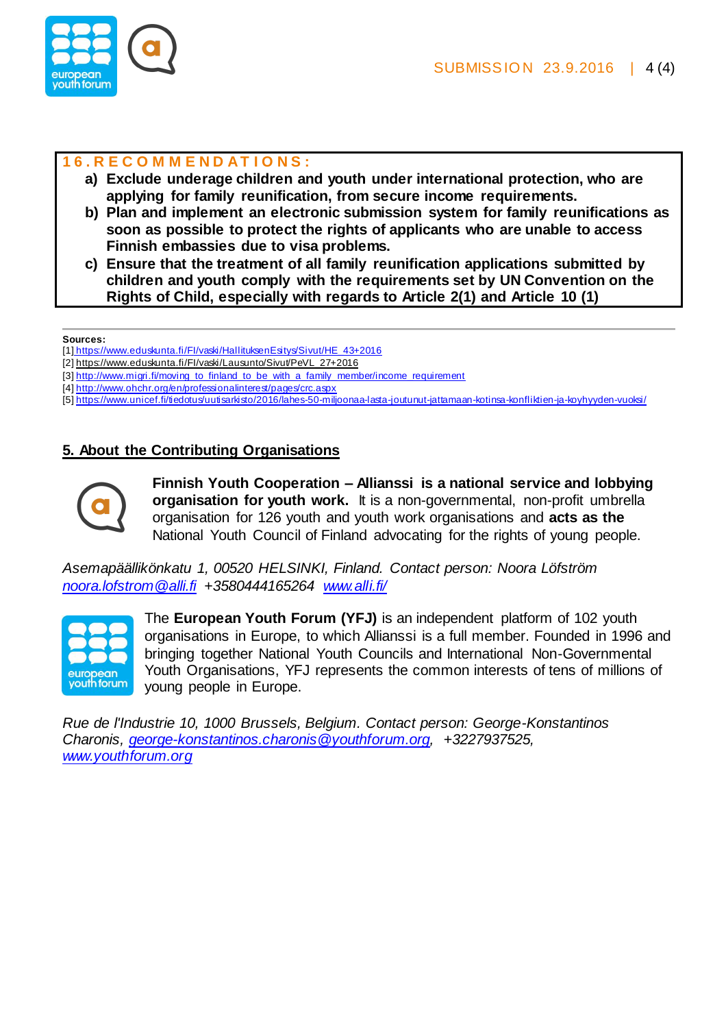**16. RECOMMENDATIONS:**

a) **Exclude underage children and youth under international protection, who are applying for family reunification, from secure income requirements.**
b) **Plan and implement an electronic submission system for family reunifications as soon as possible to protect the rights of applicants who are unable to access Finnish embassies due to visa problems.**
c) **Ensure that the treatment of all family reunification applications submitted by children and youth comply with the requirements set by UN Convention on the Rights of Child, especially with regards to Article 2(1) and Article 10 (1)**

---

**Sources:**

[1] https://www.eduskunta.fi/FI/vaski/HallituksenEsitys/Sivut/HE_43+2016
[2] https://www.eduskunta.fi/FI/vaski/Lausunto/Sivut/PeVL_27+2016
[3] http://www.migri.fi/moving_to_finland_to_be_with_a_family_member/income_requirement
[4] http://www.ohchr.org/en/professionalinterest/pages/crc.aspx
[5] https://www.unicef.fi/tiedotus/uutisarkisto/2016/lahes-50-miljoonaa-lasta-joutunut-jattamaan-kotinsa-konfliktien-ja-koyhyyden-vuoksi/

## 5. About the Contributing Organisations

**Finnish Youth Cooperation – Allianssi is a national service and lobbying organisation for youth work.** It is a non-governmental, non-profit umbrella organisation for 126 youth and youth work organisations and **acts as the** National Youth Council of Finland advocating for the rights of young people.

*Asemapäällikönkatu 1, 00520 HELSINKI, Finland. Contact person: Noora Löfström noora.lofstrom@alli.fi +3580444165264 www.alli.fi/*

The **European Youth Forum (YFJ)** is an independent platform of 102 youth organisations in Europe, to which Allianssi is a full member. Founded in 1996 and bringing together National Youth Councils and International Non-Governmental Youth Organisations, YFJ represents the common interests of tens of millions of young people in Europe.

*Rue de l'Industrie 10, 1000 Brussels, Belgium. Contact person: George-Konstantinos Charonis, george-konstantinos.charonis@youthforum.org, +3227937525, www.youthforum.org*